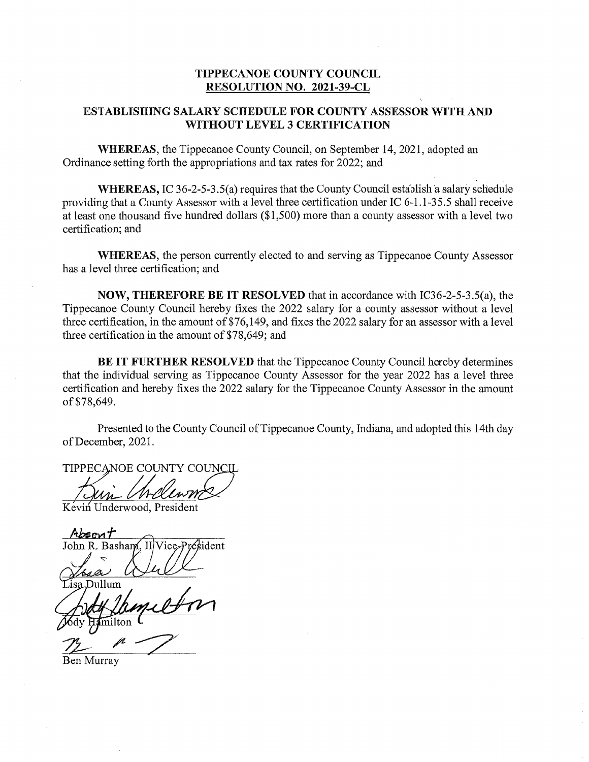**TIPPECANOE COUNTY COUNCIL**
**RESOLUTION NO. 2021-39-CL**

**ESTABLISHING SALARY SCHEDULE FOR COUNTY ASSESSOR WITH AND WITHOUT LEVEL 3 CERTIFICATION**

**WHEREAS**, the Tippecanoe County Council, on September 14, 2021, adopted an Ordinance setting forth the appropriations and tax rates for 2022; and

**WHEREAS,** IC 36-2-5-3.5(a) requires that the County Council establish a salary schedule providing that a County Assessor with a level three certification under IC 6-1.1-35.5 shall receive at least one thousand five hundred dollars ($1,500) more than a county assessor with a level two certification; and

**WHEREAS**, the person currently elected to and serving as Tippecanoe County Assessor has a level three certification; and

**NOW, THEREFORE BE IT RESOLVED** that in accordance with IC36-2-5-3.5(a), the Tippecanoe County Council hereby fixes the 2022 salary for a county assessor without a level three certification, in the amount of $76,149, and fixes the 2022 salary for an assessor with a level three certification in the amount of $78,649; and

**BE IT FURTHER RESOLVED** that the Tippecanoe County Council hereby determines that the individual serving as Tippecanoe County Assessor for the year 2022 has a level three certification and hereby fixes the 2022 salary for the Tippecanoe County Assessor in the amount of $78,649.

Presented to the County Council of Tippecanoe County, Indiana, and adopted this 14th day of December, 2021.

TIPPECANOE COUNTY COUNCIL

Kevin Underwood, President

Absent
John R. Basham, II Vice-President

Lisa Dullum

Jody Hamilton

Ben Murray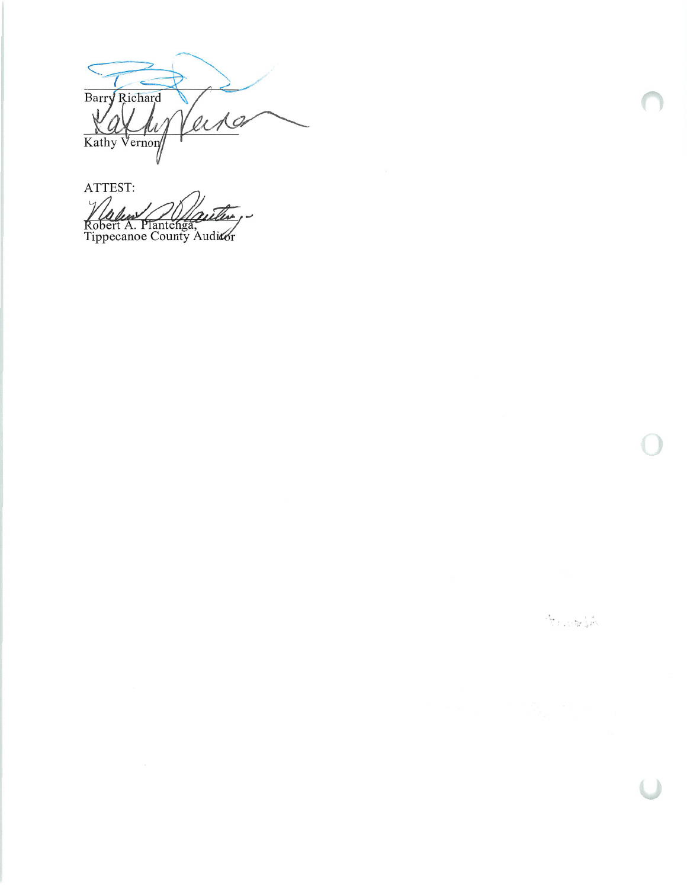Barry Richard

Kathy Vernon

ATTEST:

Robert A. Plantenga,
Tippecanoe County Auditor